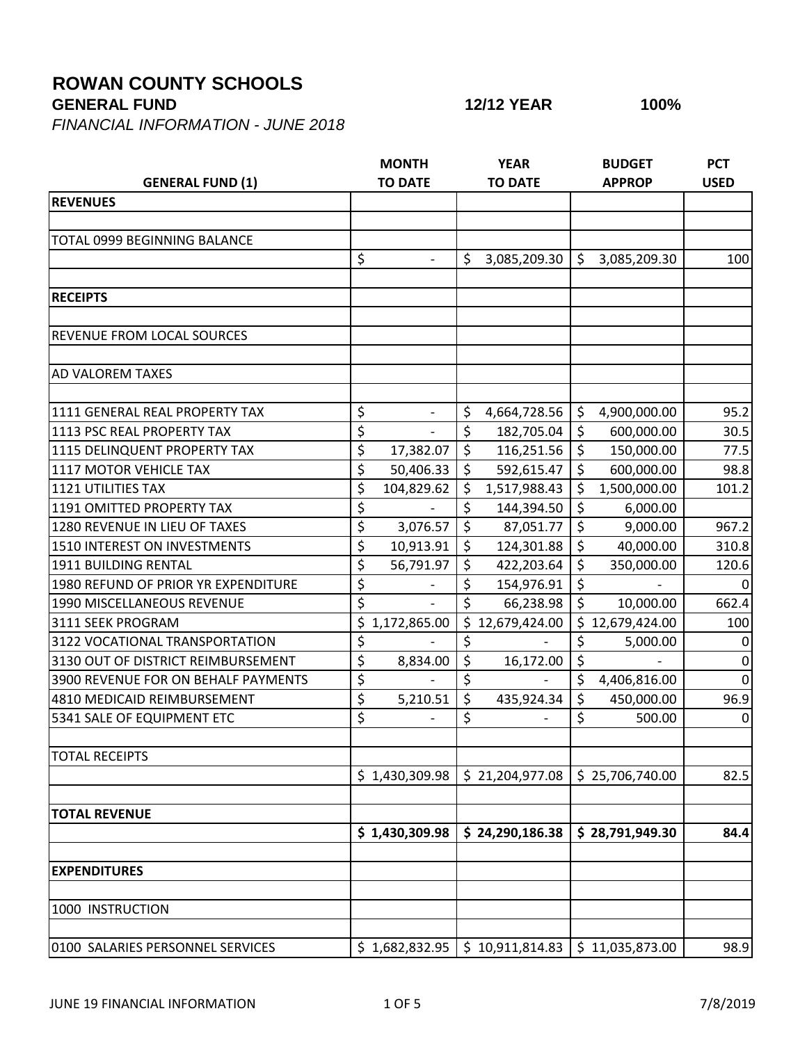# ROWAN COUNTY SCHOOLS

**GENERAL FUND** **12/12 YEAR** **100%**

*FINANCIAL INFORMATION - JUNE 2018*

| GENERAL FUND (1) | MONTH TO DATE | YEAR TO DATE | BUDGET APPROP | PCT USED |
|---|---|---|---|---|
| **REVENUES** | | | | |
| | | | | |
| TOTAL 0999 BEGINNING BALANCE | | | | |
| | $ - | $ 3,085,209.30 | $ 3,085,209.30 | 100 |
| | | | | |
| **RECEIPTS** | | | | |
| | | | | |
| REVENUE FROM LOCAL SOURCES | | | | |
| | | | | |
| AD VALOREM TAXES | | | | |
| | | | | |
| 1111 GENERAL REAL PROPERTY TAX | $ - | $ 4,664,728.56 | $ 4,900,000.00 | 95.2 |
| 1113 PSC REAL PROPERTY TAX | $ - | $ 182,705.04 | $ 600,000.00 | 30.5 |
| 1115 DELINQUENT PROPERTY TAX | $ 17,382.07 | $ 116,251.56 | $ 150,000.00 | 77.5 |
| 1117 MOTOR VEHICLE TAX | $ 50,406.33 | $ 592,615.47 | $ 600,000.00 | 98.8 |
| 1121 UTILITIES TAX | $ 104,829.62 | $ 1,517,988.43 | $ 1,500,000.00 | 101.2 |
| 1191 OMITTED PROPERTY TAX | $ - | $ 144,394.50 | $ 6,000.00 | |
| 1280 REVENUE IN LIEU OF TAXES | $ 3,076.57 | $ 87,051.77 | $ 9,000.00 | 967.2 |
| 1510 INTEREST ON INVESTMENTS | $ 10,913.91 | $ 124,301.88 | $ 40,000.00 | 310.8 |
| 1911 BUILDING RENTAL | $ 56,791.97 | $ 422,203.64 | $ 350,000.00 | 120.6 |
| 1980 REFUND OF PRIOR YR EXPENDITURE | $ - | $ 154,976.91 | $ - | 0 |
| 1990 MISCELLANEOUS REVENUE | $ - | $ 66,238.98 | $ 10,000.00 | 662.4 |
| 3111 SEEK PROGRAM | $ 1,172,865.00 | $ 12,679,424.00 | $ 12,679,424.00 | 100 |
| 3122 VOCATIONAL TRANSPORTATION | $ - | $ - | $ 5,000.00 | 0 |
| 3130 OUT OF DISTRICT REIMBURSEMENT | $ 8,834.00 | $ 16,172.00 | $ - | 0 |
| 3900 REVENUE FOR ON BEHALF PAYMENTS | $ - | $ - | $ 4,406,816.00 | 0 |
| 4810 MEDICAID REIMBURSEMENT | $ 5,210.51 | $ 435,924.34 | $ 450,000.00 | 96.9 |
| 5341 SALE OF EQUIPMENT ETC | $ - | $ - | $ 500.00 | 0 |
| | | | | |
| TOTAL RECEIPTS | | | | |
| | $ 1,430,309.98 | $ 21,204,977.08 | $ 25,706,740.00 | 82.5 |
| | | | | |
| **TOTAL REVENUE** | | | | |
| | **$ 1,430,309.98** | **$ 24,290,186.38** | **$ 28,791,949.30** | **84.4** |
| | | | | |
| **EXPENDITURES** | | | | |
| | | | | |
| 1000 INSTRUCTION | | | | |
| | | | | |
| 0100 SALARIES PERSONNEL SERVICES | $ 1,682,832.95 | $ 10,911,814.83 | $ 11,035,873.00 | 98.9 |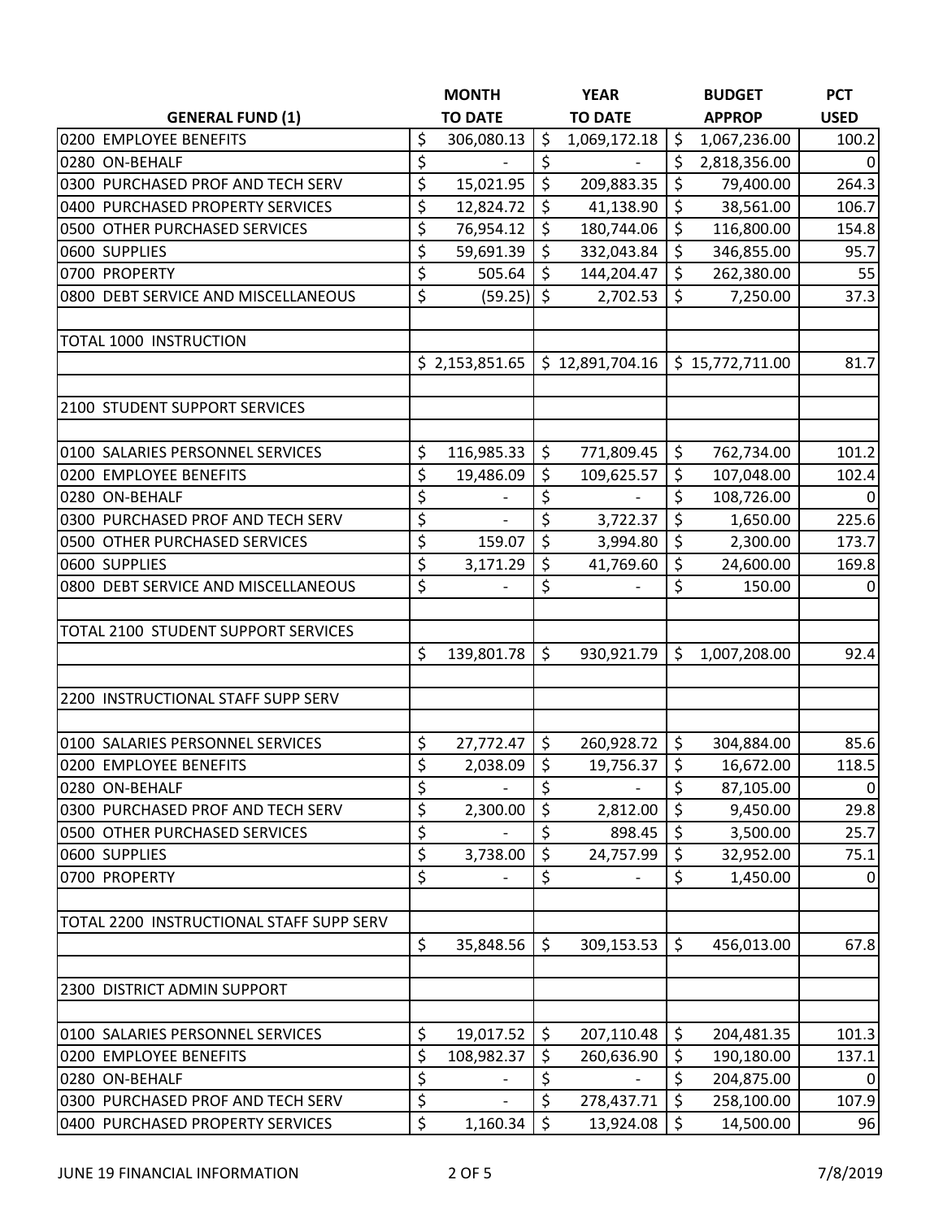| GENERAL FUND (1) | MONTH TO DATE | YEAR TO DATE | BUDGET APPROP | PCT USED |
|---|---|---|---|---|
| 0200 EMPLOYEE BENEFITS | $ 306,080.13 | $ 1,069,172.18 | $ 1,067,236.00 | 100.2 |
| 0280 ON-BEHALF | $ - | $ - | $ 2,818,356.00 | 0 |
| 0300 PURCHASED PROF AND TECH SERV | $ 15,021.95 | $ 209,883.35 | $ 79,400.00 | 264.3 |
| 0400 PURCHASED PROPERTY SERVICES | $ 12,824.72 | $ 41,138.90 | $ 38,561.00 | 106.7 |
| 0500 OTHER PURCHASED SERVICES | $ 76,954.12 | $ 180,744.06 | $ 116,800.00 | 154.8 |
| 0600 SUPPLIES | $ 59,691.39 | $ 332,043.84 | $ 346,855.00 | 95.7 |
| 0700 PROPERTY | $ 505.64 | $ 144,204.47 | $ 262,380.00 | 55 |
| 0800 DEBT SERVICE AND MISCELLANEOUS | $ (59.25) | $ 2,702.53 | $ 7,250.00 | 37.3 |
| | | | | |
| TOTAL 1000 INSTRUCTION | | | | |
| | $ 2,153,851.65 | $ 12,891,704.16 | $ 15,772,711.00 | 81.7 |
| | | | | |
| 2100 STUDENT SUPPORT SERVICES | | | | |
| | | | | |
| 0100 SALARIES PERSONNEL SERVICES | $ 116,985.33 | $ 771,809.45 | $ 762,734.00 | 101.2 |
| 0200 EMPLOYEE BENEFITS | $ 19,486.09 | $ 109,625.57 | $ 107,048.00 | 102.4 |
| 0280 ON-BEHALF | $ - | $ - | $ 108,726.00 | 0 |
| 0300 PURCHASED PROF AND TECH SERV | $ - | $ 3,722.37 | $ 1,650.00 | 225.6 |
| 0500 OTHER PURCHASED SERVICES | $ 159.07 | $ 3,994.80 | $ 2,300.00 | 173.7 |
| 0600 SUPPLIES | $ 3,171.29 | $ 41,769.60 | $ 24,600.00 | 169.8 |
| 0800 DEBT SERVICE AND MISCELLANEOUS | $ - | $ - | $ 150.00 | 0 |
| | | | | |
| TOTAL 2100 STUDENT SUPPORT SERVICES | | | | |
| | $ 139,801.78 | $ 930,921.79 | $ 1,007,208.00 | 92.4 |
| | | | | |
| 2200 INSTRUCTIONAL STAFF SUPP SERV | | | | |
| | | | | |
| 0100 SALARIES PERSONNEL SERVICES | $ 27,772.47 | $ 260,928.72 | $ 304,884.00 | 85.6 |
| 0200 EMPLOYEE BENEFITS | $ 2,038.09 | $ 19,756.37 | $ 16,672.00 | 118.5 |
| 0280 ON-BEHALF | $ - | $ - | $ 87,105.00 | 0 |
| 0300 PURCHASED PROF AND TECH SERV | $ 2,300.00 | $ 2,812.00 | $ 9,450.00 | 29.8 |
| 0500 OTHER PURCHASED SERVICES | $ - | $ 898.45 | $ 3,500.00 | 25.7 |
| 0600 SUPPLIES | $ 3,738.00 | $ 24,757.99 | $ 32,952.00 | 75.1 |
| 0700 PROPERTY | $ - | $ - | $ 1,450.00 | 0 |
| | | | | |
| TOTAL 2200 INSTRUCTIONAL STAFF SUPP SERV | | | | |
| | $ 35,848.56 | $ 309,153.53 | $ 456,013.00 | 67.8 |
| | | | | |
| 2300 DISTRICT ADMIN SUPPORT | | | | |
| | | | | |
| 0100 SALARIES PERSONNEL SERVICES | $ 19,017.52 | $ 207,110.48 | $ 204,481.35 | 101.3 |
| 0200 EMPLOYEE BENEFITS | $ 108,982.37 | $ 260,636.90 | $ 190,180.00 | 137.1 |
| 0280 ON-BEHALF | $ - | $ - | $ 204,875.00 | 0 |
| 0300 PURCHASED PROF AND TECH SERV | $ - | $ 278,437.71 | $ 258,100.00 | 107.9 |
| 0400 PURCHASED PROPERTY SERVICES | $ 1,160.34 | $ 13,924.08 | $ 14,500.00 | 96 |

JUNE 19 FINANCIAL INFORMATION 7/8/2019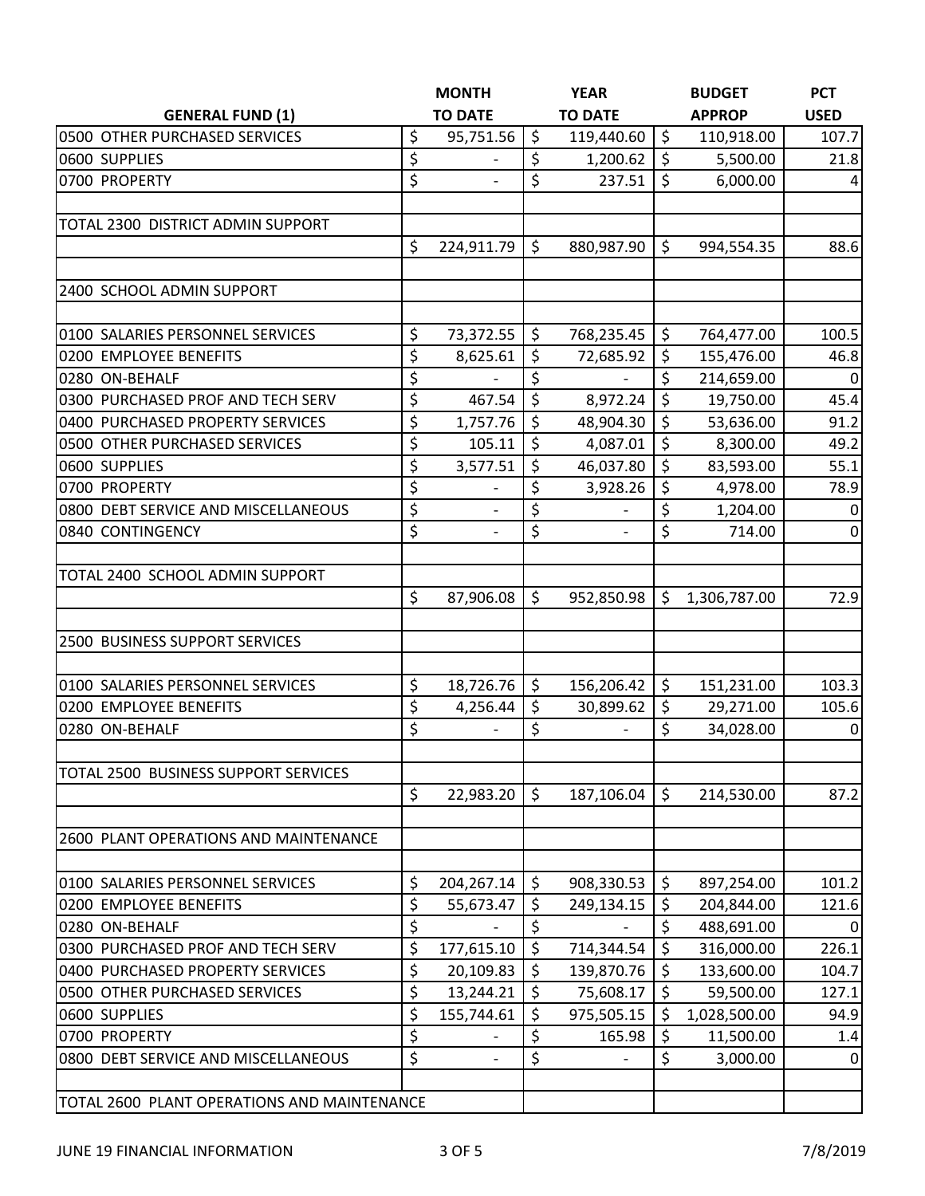| GENERAL FUND (1) | MONTH TO DATE | YEAR TO DATE | BUDGET APPROP | PCT USED |
|---|---|---|---|---|
| 0500 OTHER PURCHASED SERVICES | $ 95,751.56 | $ 119,440.60 | $ 110,918.00 | 107.7 |
| 0600 SUPPLIES | $ - | $ 1,200.62 | $ 5,500.00 | 21.8 |
| 0700 PROPERTY | $ - | $ 237.51 | $ 6,000.00 | 4 |
| | | | | |
| TOTAL 2300 DISTRICT ADMIN SUPPORT | | | | |
| | $ 224,911.79 | $ 880,987.90 | $ 994,554.35 | 88.6 |
| | | | | |
| 2400 SCHOOL ADMIN SUPPORT | | | | |
| | | | | |
| 0100 SALARIES PERSONNEL SERVICES | $ 73,372.55 | $ 768,235.45 | $ 764,477.00 | 100.5 |
| 0200 EMPLOYEE BENEFITS | $ 8,625.61 | $ 72,685.92 | $ 155,476.00 | 46.8 |
| 0280 ON-BEHALF | $ - | $ - | $ 214,659.00 | 0 |
| 0300 PURCHASED PROF AND TECH SERV | $ 467.54 | $ 8,972.24 | $ 19,750.00 | 45.4 |
| 0400 PURCHASED PROPERTY SERVICES | $ 1,757.76 | $ 48,904.30 | $ 53,636.00 | 91.2 |
| 0500 OTHER PURCHASED SERVICES | $ 105.11 | $ 4,087.01 | $ 8,300.00 | 49.2 |
| 0600 SUPPLIES | $ 3,577.51 | $ 46,037.80 | $ 83,593.00 | 55.1 |
| 0700 PROPERTY | $ - | $ 3,928.26 | $ 4,978.00 | 78.9 |
| 0800 DEBT SERVICE AND MISCELLANEOUS | $ - | $ - | $ 1,204.00 | 0 |
| 0840 CONTINGENCY | $ - | $ - | $ 714.00 | 0 |
| | | | | |
| TOTAL 2400 SCHOOL ADMIN SUPPORT | | | | |
| | $ 87,906.08 | $ 952,850.98 | $ 1,306,787.00 | 72.9 |
| | | | | |
| 2500 BUSINESS SUPPORT SERVICES | | | | |
| | | | | |
| 0100 SALARIES PERSONNEL SERVICES | $ 18,726.76 | $ 156,206.42 | $ 151,231.00 | 103.3 |
| 0200 EMPLOYEE BENEFITS | $ 4,256.44 | $ 30,899.62 | $ 29,271.00 | 105.6 |
| 0280 ON-BEHALF | $ - | $ - | $ 34,028.00 | 0 |
| | | | | |
| TOTAL 2500 BUSINESS SUPPORT SERVICES | | | | |
| | $ 22,983.20 | $ 187,106.04 | $ 214,530.00 | 87.2 |
| | | | | |
| 2600 PLANT OPERATIONS AND MAINTENANCE | | | | |
| | | | | |
| 0100 SALARIES PERSONNEL SERVICES | $ 204,267.14 | $ 908,330.53 | $ 897,254.00 | 101.2 |
| 0200 EMPLOYEE BENEFITS | $ 55,673.47 | $ 249,134.15 | $ 204,844.00 | 121.6 |
| 0280 ON-BEHALF | $ - | $ - | $ 488,691.00 | 0 |
| 0300 PURCHASED PROF AND TECH SERV | $ 177,615.10 | $ 714,344.54 | $ 316,000.00 | 226.1 |
| 0400 PURCHASED PROPERTY SERVICES | $ 20,109.83 | $ 139,870.76 | $ 133,600.00 | 104.7 |
| 0500 OTHER PURCHASED SERVICES | $ 13,244.21 | $ 75,608.17 | $ 59,500.00 | 127.1 |
| 0600 SUPPLIES | $ 155,744.61 | $ 975,505.15 | $ 1,028,500.00 | 94.9 |
| 0700 PROPERTY | $ - | $ 165.98 | $ 11,500.00 | 1.4 |
| 0800 DEBT SERVICE AND MISCELLANEOUS | $ - | $ - | $ 3,000.00 | 0 |
| | | | | |
| TOTAL 2600 PLANT OPERATIONS AND MAINTENANCE | | | | |

JUNE 19 FINANCIAL INFORMATION 7/8/2019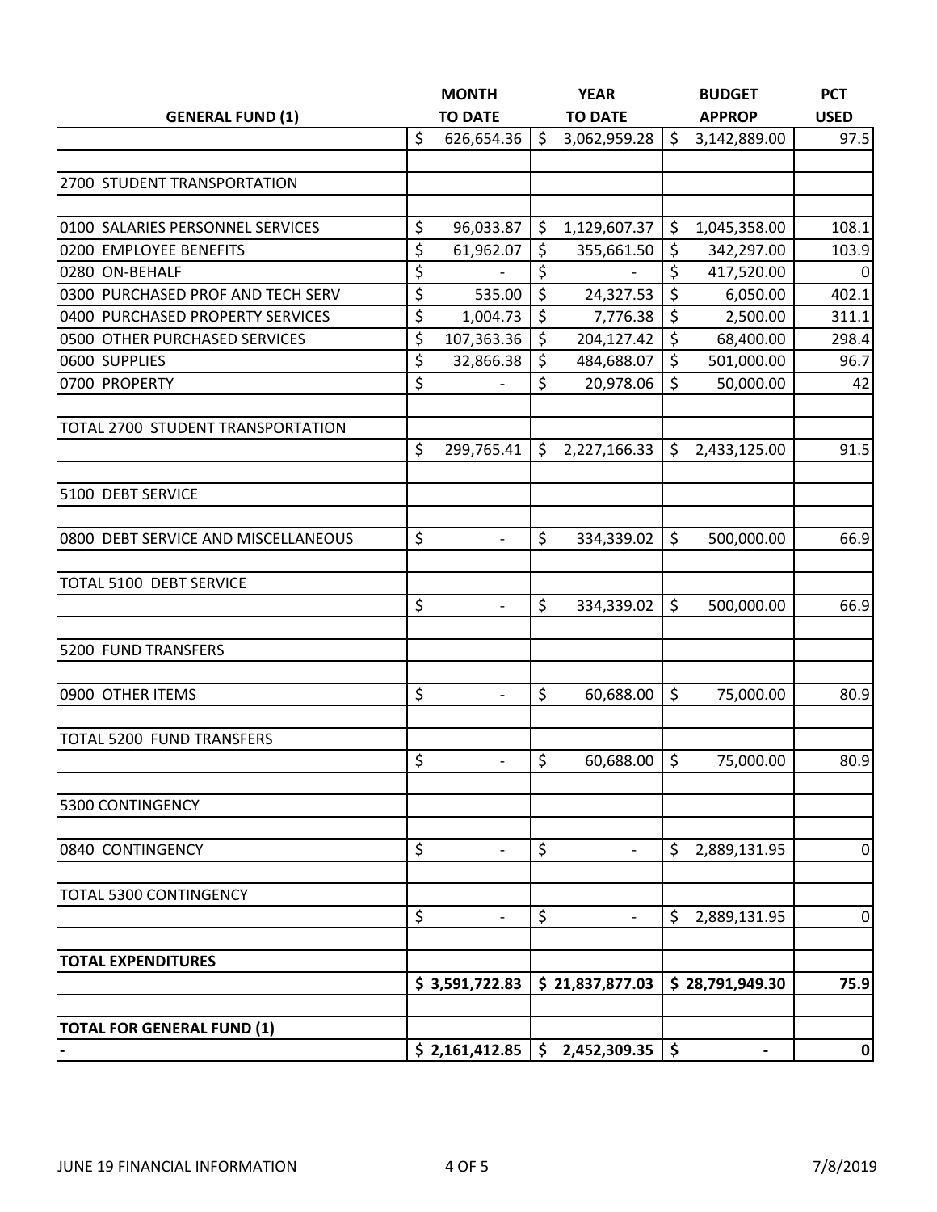| GENERAL FUND (1) | MONTH TO DATE | YEAR TO DATE | BUDGET APPROP | PCT USED |
|---|---|---|---|---|
| | $ 626,654.36 | $ 3,062,959.28 | $ 3,142,889.00 | 97.5 |
| | | | | |
| 2700 STUDENT TRANSPORTATION | | | | |
| | | | | |
| 0100 SALARIES PERSONNEL SERVICES | $ 96,033.87 | $ 1,129,607.37 | $ 1,045,358.00 | 108.1 |
| 0200 EMPLOYEE BENEFITS | $ 61,962.07 | $ 355,661.50 | $ 342,297.00 | 103.9 |
| 0280 ON-BEHALF | $ - | $ - | $ 417,520.00 | 0 |
| 0300 PURCHASED PROF AND TECH SERV | $ 535.00 | $ 24,327.53 | $ 6,050.00 | 402.1 |
| 0400 PURCHASED PROPERTY SERVICES | $ 1,004.73 | $ 7,776.38 | $ 2,500.00 | 311.1 |
| 0500 OTHER PURCHASED SERVICES | $ 107,363.36 | $ 204,127.42 | $ 68,400.00 | 298.4 |
| 0600 SUPPLIES | $ 32,866.38 | $ 484,688.07 | $ 501,000.00 | 96.7 |
| 0700 PROPERTY | $ - | $ 20,978.06 | $ 50,000.00 | 42 |
| | | | | |
| TOTAL 2700 STUDENT TRANSPORTATION | | | | |
| | $ 299,765.41 | $ 2,227,166.33 | $ 2,433,125.00 | 91.5 |
| | | | | |
| 5100 DEBT SERVICE | | | | |
| | | | | |
| 0800 DEBT SERVICE AND MISCELLANEOUS | $ - | $ 334,339.02 | $ 500,000.00 | 66.9 |
| | | | | |
| TOTAL 5100 DEBT SERVICE | | | | |
| | $ - | $ 334,339.02 | $ 500,000.00 | 66.9 |
| | | | | |
| 5200 FUND TRANSFERS | | | | |
| | | | | |
| 0900 OTHER ITEMS | $ - | $ 60,688.00 | $ 75,000.00 | 80.9 |
| | | | | |
| TOTAL 5200 FUND TRANSFERS | | | | |
| | $ - | $ 60,688.00 | $ 75,000.00 | 80.9 |
| | | | | |
| 5300 CONTINGENCY | | | | |
| | | | | |
| 0840 CONTINGENCY | $ - | $ - | $ 2,889,131.95 | 0 |
| | | | | |
| TOTAL 5300 CONTINGENCY | | | | |
| | $ - | $ - | $ 2,889,131.95 | 0 |
| | | | | |
| **TOTAL EXPENDITURES** | | | | |
| | **$ 3,591,722.83** | **$ 21,837,877.03** | **$ 28,791,949.30** | **75.9** |
| | | | | |
| **TOTAL FOR GENERAL FUND (1)** | | | | |
| **-** | **$ 2,161,412.85** | **$ 2,452,309.35** | **$ -** | **0** |

JUNE 19 FINANCIAL INFORMATION 7/8/2019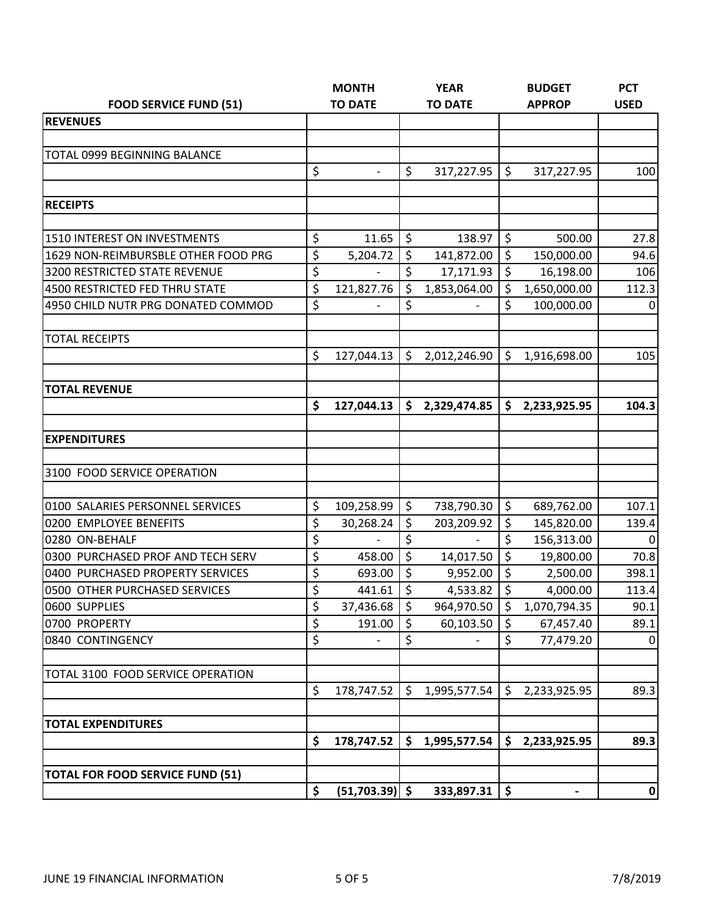| FOOD SERVICE FUND (51) | MONTH TO DATE | YEAR TO DATE | BUDGET APPROP | PCT USED |
|---|---|---|---|---|
| **REVENUES** | | | | |
| | | | | |
| TOTAL 0999 BEGINNING BALANCE | | | | |
| | $ - | $ 317,227.95 | $ 317,227.95 | 100 |
| | | | | |
| **RECEIPTS** | | | | |
| | | | | |
| 1510 INTEREST ON INVESTMENTS | $ 11.65 | $ 138.97 | $ 500.00 | 27.8 |
| 1629 NON-REIMBURSBLE OTHER FOOD PRG | $ 5,204.72 | $ 141,872.00 | $ 150,000.00 | 94.6 |
| 3200 RESTRICTED STATE REVENUE | $ - | $ 17,171.93 | $ 16,198.00 | 106 |
| 4500 RESTRICTED FED THRU STATE | $ 121,827.76 | $ 1,853,064.00 | $ 1,650,000.00 | 112.3 |
| 4950 CHILD NUTR PRG DONATED COMMOD | $ - | $ - | $ 100,000.00 | 0 |
| | | | | |
| TOTAL RECEIPTS | | | | |
| | $ 127,044.13 | $ 2,012,246.90 | $ 1,916,698.00 | 105 |
| | | | | |
| **TOTAL REVENUE** | | | | |
| | **$ 127,044.13** | **$ 2,329,474.85** | **$ 2,233,925.95** | **104.3** |
| | | | | |
| **EXPENDITURES** | | | | |
| | | | | |
| 3100 FOOD SERVICE OPERATION | | | | |
| | | | | |
| 0100 SALARIES PERSONNEL SERVICES | $ 109,258.99 | $ 738,790.30 | $ 689,762.00 | 107.1 |
| 0200 EMPLOYEE BENEFITS | $ 30,268.24 | $ 203,209.92 | $ 145,820.00 | 139.4 |
| 0280 ON-BEHALF | $ - | $ - | $ 156,313.00 | 0 |
| 0300 PURCHASED PROF AND TECH SERV | $ 458.00 | $ 14,017.50 | $ 19,800.00 | 70.8 |
| 0400 PURCHASED PROPERTY SERVICES | $ 693.00 | $ 9,952.00 | $ 2,500.00 | 398.1 |
| 0500 OTHER PURCHASED SERVICES | $ 441.61 | $ 4,533.82 | $ 4,000.00 | 113.4 |
| 0600 SUPPLIES | $ 37,436.68 | $ 964,970.50 | $ 1,070,794.35 | 90.1 |
| 0700 PROPERTY | $ 191.00 | $ 60,103.50 | $ 67,457.40 | 89.1 |
| 0840 CONTINGENCY | $ - | $ - | $ 77,479.20 | 0 |
| | | | | |
| TOTAL 3100 FOOD SERVICE OPERATION | | | | |
| | $ 178,747.52 | $ 1,995,577.54 | $ 2,233,925.95 | 89.3 |
| | | | | |
| **TOTAL EXPENDITURES** | | | | |
| | **$ 178,747.52** | **$ 1,995,577.54** | **$ 2,233,925.95** | **89.3** |
| | | | | |
| **TOTAL FOR FOOD SERVICE FUND (51)** | | | | |
| | **$ (51,703.39)** | **$ 333,897.31** | **$ -** | **0** |

JUNE 19 FINANCIAL INFORMATION 7/8/2019